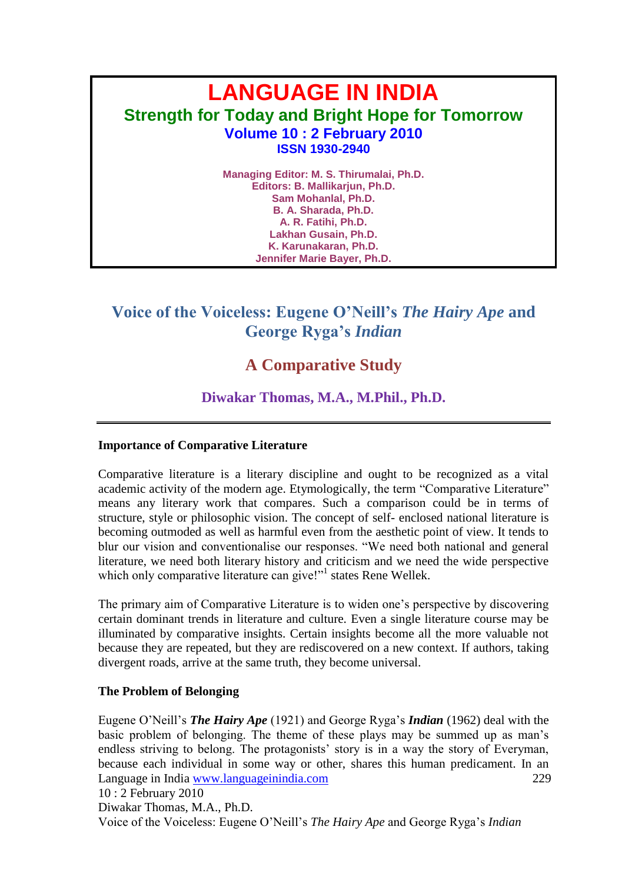# LANGUAGE IN INDIA

**Strength for Today and Bright Hope for Tomorrow**

**Volume 10 : 2 February 2010**

**ISSN 1930-2940**

**Managing Editor: M. S. Thirumalai, Ph.D.**
**Editors: B. Mallikarjun, Ph.D.**
**Sam Mohanlal, Ph.D.**
**B. A. Sharada, Ph.D.**
**A. R. Fatihi, Ph.D.**
**Lakhan Gusain, Ph.D.**
**K. Karunakaran, Ph.D.**
**Jennifer Marie Bayer, Ph.D.**

---

# Voice of the Voiceless: Eugene O'Neill's *The Hairy Ape* and George Ryga's *Indian*

## A Comparative Study

### Diwakar Thomas, M.A., M.Phil., Ph.D.

---

**Importance of Comparative Literature**

Comparative literature is a literary discipline and ought to be recognized as a vital academic activity of the modern age. Etymologically, the term "Comparative Literature" means any literary work that compares. Such a comparison could be in terms of structure, style or philosophic vision. The concept of self- enclosed national literature is becoming outmoded as well as harmful even from the aesthetic point of view. It tends to blur our vision and conventionalise our responses. "We need both national and general literature, we need both literary history and criticism and we need the wide perspective which only comparative literature can give!"[1] states Rene Wellek.

The primary aim of Comparative Literature is to widen one's perspective by discovering certain dominant trends in literature and culture. Even a single literature course may be illuminated by comparative insights. Certain insights become all the more valuable not because they are repeated, but they are rediscovered on a new context. If authors, taking divergent roads, arrive at the same truth, they become universal.

**The Problem of Belonging**

Eugene O'Neill's ***The Hairy Ape*** (1921) and George Ryga's ***Indian*** (1962) deal with the basic problem of belonging. The theme of these plays may be summed up as man's endless striving to belong. The protagonists' story is in a way the story of Everyman, because each individual in some way or other, shares this human predicament. In an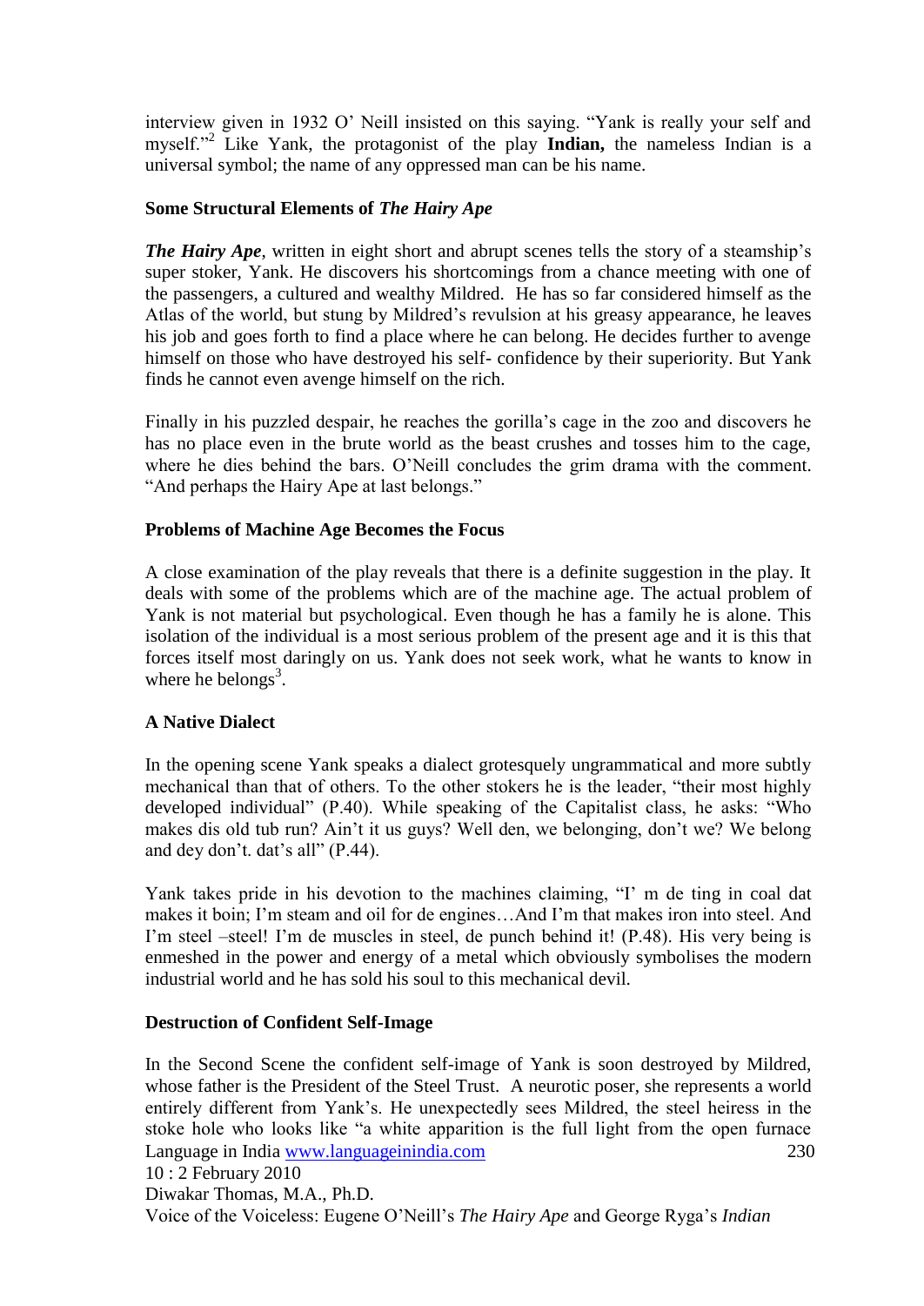interview given in 1932 O' Neill insisted on this saying. "Yank is really your self and myself."[2] Like Yank, the protagonist of the play **Indian,** the nameless Indian is a universal symbol; the name of any oppressed man can be his name.

### Some Structural Elements of *The Hairy Ape*

***The Hairy Ape***, written in eight short and abrupt scenes tells the story of a steamship's super stoker, Yank. He discovers his shortcomings from a chance meeting with one of the passengers, a cultured and wealthy Mildred. He has so far considered himself as the Atlas of the world, but stung by Mildred's revulsion at his greasy appearance, he leaves his job and goes forth to find a place where he can belong. He decides further to avenge himself on those who have destroyed his self- confidence by their superiority. But Yank finds he cannot even avenge himself on the rich.

Finally in his puzzled despair, he reaches the gorilla's cage in the zoo and discovers he has no place even in the brute world as the beast crushes and tosses him to the cage, where he dies behind the bars. O'Neill concludes the grim drama with the comment. "And perhaps the Hairy Ape at last belongs."

### Problems of Machine Age Becomes the Focus

A close examination of the play reveals that there is a definite suggestion in the play. It deals with some of the problems which are of the machine age. The actual problem of Yank is not material but psychological. Even though he has a family he is alone. This isolation of the individual is a most serious problem of the present age and it is this that forces itself most daringly on us. Yank does not seek work, what he wants to know in where he belongs[3].

### A Native Dialect

In the opening scene Yank speaks a dialect grotesquely ungrammatical and more subtly mechanical than that of others. To the other stokers he is the leader, "their most highly developed individual" (P.40). While speaking of the Capitalist class, he asks: "Who makes dis old tub run? Ain't it us guys? Well den, we belonging, don't we? We belong and dey don't. dat's all" (P.44).

Yank takes pride in his devotion to the machines claiming, "I' m de ting in coal dat makes it boin; I'm steam and oil for de engines…And I'm that makes iron into steel. And I'm steel –steel! I'm de muscles in steel, de punch behind it! (P.48). His very being is enmeshed in the power and energy of a metal which obviously symbolises the modern industrial world and he has sold his soul to this mechanical devil.

### Destruction of Confident Self-Image

In the Second Scene the confident self-image of Yank is soon destroyed by Mildred, whose father is the President of the Steel Trust. A neurotic poser, she represents a world entirely different from Yank's. He unexpectedly sees Mildred, the steel heiress in the stoke hole who looks like "a white apparition is the full light from the open furnace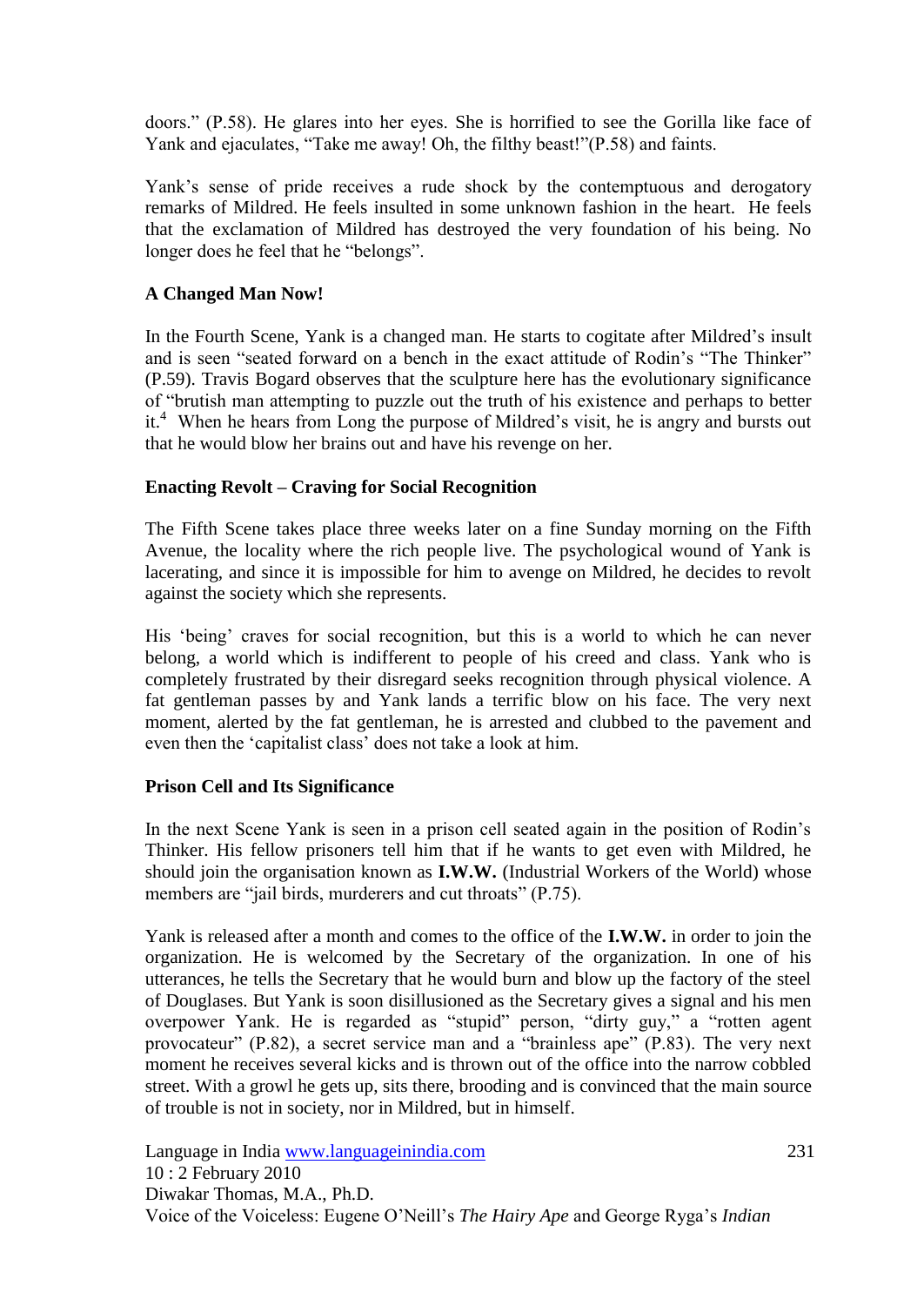doors." (P.58). He glares into her eyes. She is horrified to see the Gorilla like face of Yank and ejaculates, "Take me away! Oh, the filthy beast!"(P.58) and faints.

Yank's sense of pride receives a rude shock by the contemptuous and derogatory remarks of Mildred. He feels insulted in some unknown fashion in the heart. He feels that the exclamation of Mildred has destroyed the very foundation of his being. No longer does he feel that he "belongs".

**A Changed Man Now!**

In the Fourth Scene, Yank is a changed man. He starts to cogitate after Mildred's insult and is seen "seated forward on a bench in the exact attitude of Rodin's "The Thinker" (P.59). Travis Bogard observes that the sculpture here has the evolutionary significance of "brutish man attempting to puzzle out the truth of his existence and perhaps to better it.[4] When he hears from Long the purpose of Mildred's visit, he is angry and bursts out that he would blow her brains out and have his revenge on her.

**Enacting Revolt – Craving for Social Recognition**

The Fifth Scene takes place three weeks later on a fine Sunday morning on the Fifth Avenue, the locality where the rich people live. The psychological wound of Yank is lacerating, and since it is impossible for him to avenge on Mildred, he decides to revolt against the society which she represents.

His 'being' craves for social recognition, but this is a world to which he can never belong, a world which is indifferent to people of his creed and class. Yank who is completely frustrated by their disregard seeks recognition through physical violence. A fat gentleman passes by and Yank lands a terrific blow on his face. The very next moment, alerted by the fat gentleman, he is arrested and clubbed to the pavement and even then the 'capitalist class' does not take a look at him.

**Prison Cell and Its Significance**

In the next Scene Yank is seen in a prison cell seated again in the position of Rodin's Thinker. His fellow prisoners tell him that if he wants to get even with Mildred, he should join the organisation known as **I.W.W.** (Industrial Workers of the World) whose members are "jail birds, murderers and cut throats" (P.75).

Yank is released after a month and comes to the office of the **I.W.W.** in order to join the organization. He is welcomed by the Secretary of the organization. In one of his utterances, he tells the Secretary that he would burn and blow up the factory of the steel of Douglases. But Yank is soon disillusioned as the Secretary gives a signal and his men overpower Yank. He is regarded as "stupid" person, "dirty guy," a "rotten agent provocateur" (P.82), a secret service man and a "brainless ape" (P.83). The very next moment he receives several kicks and is thrown out of the office into the narrow cobbled street. With a growl he gets up, sits there, brooding and is convinced that the main source of trouble is not in society, nor in Mildred, but in himself.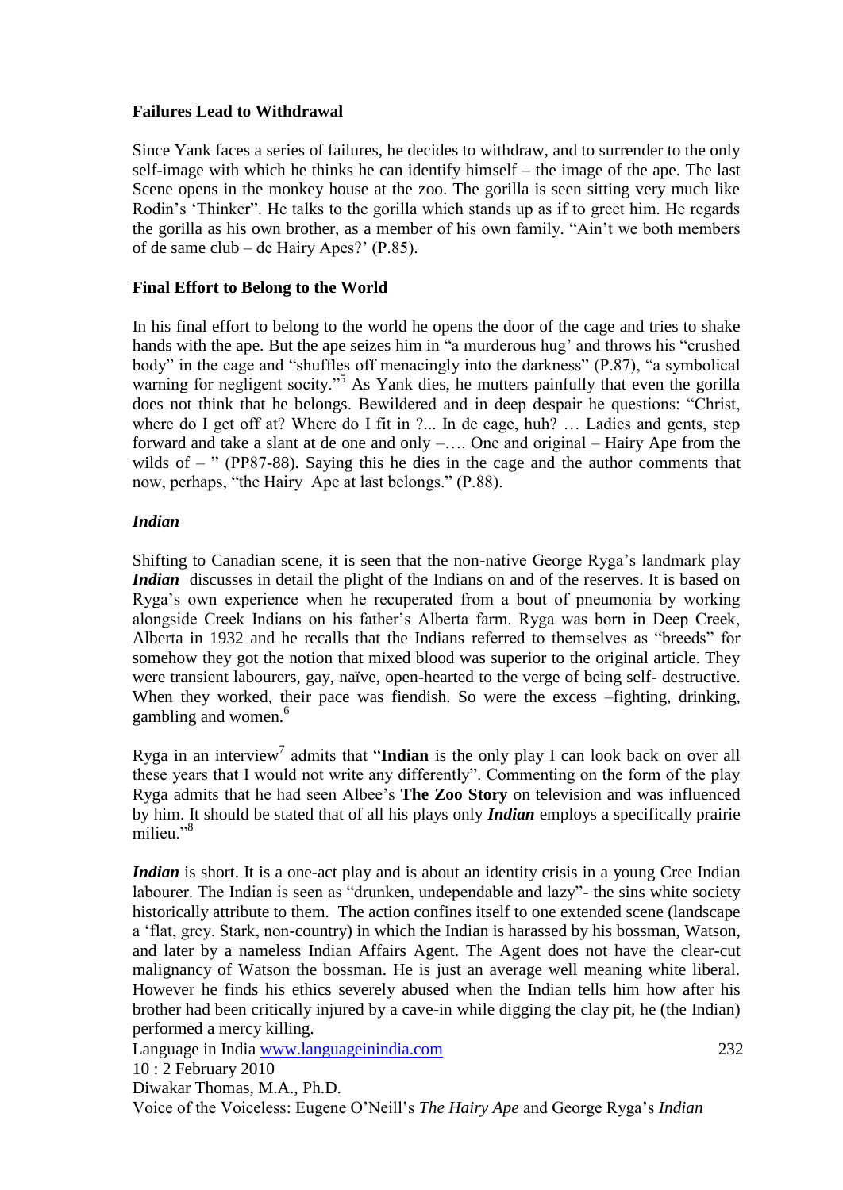**Failures Lead to Withdrawal**

Since Yank faces a series of failures, he decides to withdraw, and to surrender to the only self-image with which he thinks he can identify himself – the image of the ape. The last Scene opens in the monkey house at the zoo. The gorilla is seen sitting very much like Rodin's 'Thinker". He talks to the gorilla which stands up as if to greet him. He regards the gorilla as his own brother, as a member of his own family. "Ain't we both members of de same club – de Hairy Apes?' (P.85).

**Final Effort to Belong to the World**

In his final effort to belong to the world he opens the door of the cage and tries to shake hands with the ape. But the ape seizes him in "a murderous hug' and throws his "crushed body" in the cage and "shuffles off menacingly into the darkness" (P.87), "a symbolical warning for negligent socity."[5] As Yank dies, he mutters painfully that even the gorilla does not think that he belongs. Bewildered and in deep despair he questions: "Christ, where do I get off at? Where do I fit in ?... In de cage, huh? … Ladies and gents, step forward and take a slant at de one and only –…. One and original – Hairy Ape from the wilds of – " (PP87-88). Saying this he dies in the cage and the author comments that now, perhaps, "the Hairy Ape at last belongs." (P.88).

***Indian***

Shifting to Canadian scene, it is seen that the non-native George Ryga's landmark play ***Indian*** discusses in detail the plight of the Indians on and of the reserves. It is based on Ryga's own experience when he recuperated from a bout of pneumonia by working alongside Creek Indians on his father's Alberta farm. Ryga was born in Deep Creek, Alberta in 1932 and he recalls that the Indians referred to themselves as "breeds" for somehow they got the notion that mixed blood was superior to the original article. They were transient labourers, gay, naïve, open-hearted to the verge of being self- destructive. When they worked, their pace was fiendish. So were the excess –fighting, drinking, gambling and women.[6]

Ryga in an interview[7] admits that "**Indian** is the only play I can look back on over all these years that I would not write any differently". Commenting on the form of the play Ryga admits that he had seen Albee's **The Zoo Story** on television and was influenced by him. It should be stated that of all his plays only ***Indian*** employs a specifically prairie milieu."[8]

***Indian*** is short. It is a one-act play and is about an identity crisis in a young Cree Indian labourer. The Indian is seen as "drunken, undependable and lazy"- the sins white society historically attribute to them. The action confines itself to one extended scene (landscape a 'flat, grey. Stark, non-country) in which the Indian is harassed by his bossman, Watson, and later by a nameless Indian Affairs Agent. The Agent does not have the clear-cut malignancy of Watson the bossman. He is just an average well meaning white liberal. However he finds his ethics severely abused when the Indian tells him how after his brother had been critically injured by a cave-in while digging the clay pit, he (the Indian) performed a mercy killing.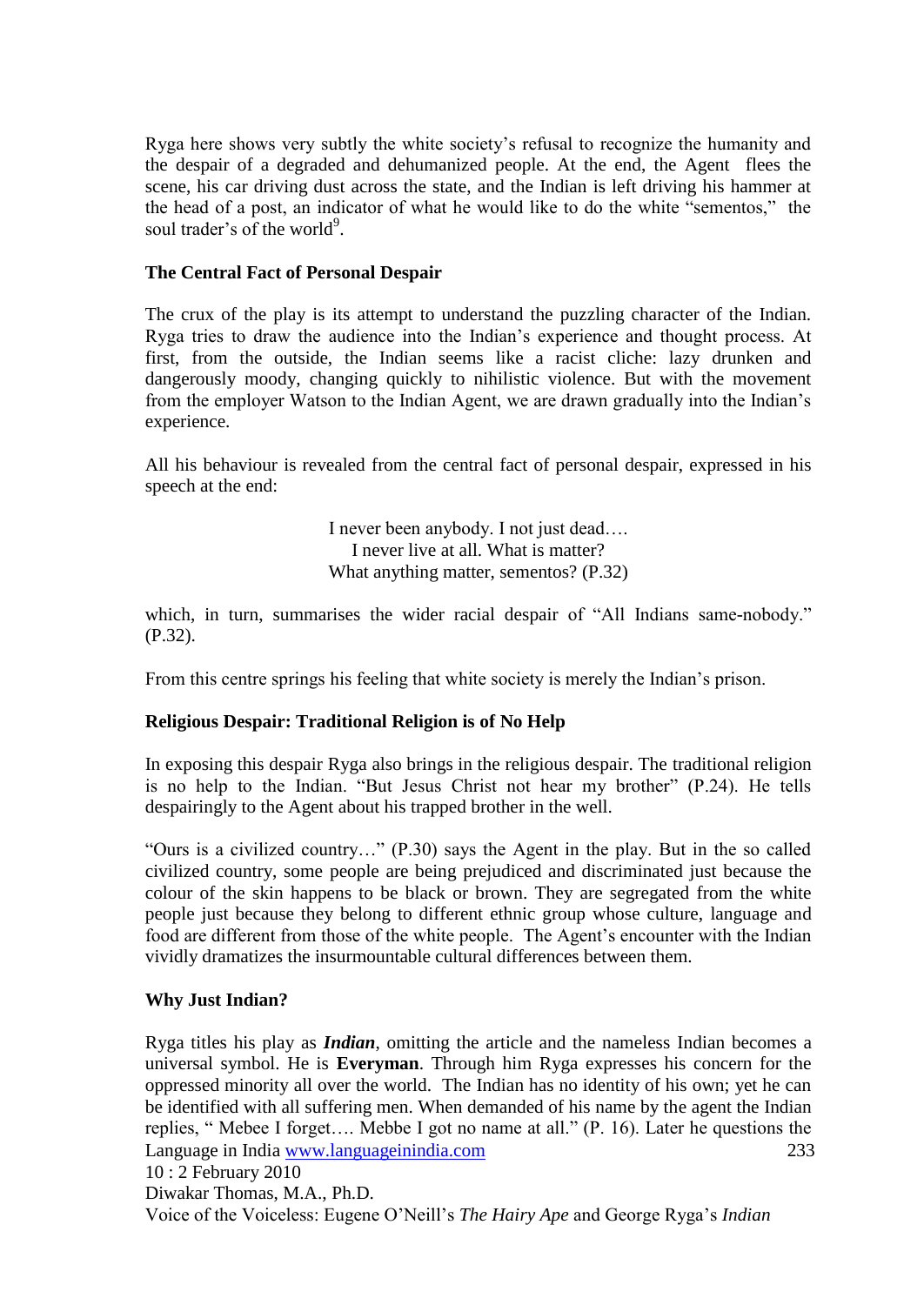Ryga here shows very subtly the white society's refusal to recognize the humanity and the despair of a degraded and dehumanized people. At the end, the Agent flees the scene, his car driving dust across the state, and the Indian is left driving his hammer at the head of a post, an indicator of what he would like to do the white "sementos," the soul trader's of the world[9].

### The Central Fact of Personal Despair

The crux of the play is its attempt to understand the puzzling character of the Indian. Ryga tries to draw the audience into the Indian's experience and thought process. At first, from the outside, the Indian seems like a racist cliche: lazy drunken and dangerously moody, changing quickly to nihilistic violence. But with the movement from the employer Watson to the Indian Agent, we are drawn gradually into the Indian's experience.

All his behaviour is revealed from the central fact of personal despair, expressed in his speech at the end:

> I never been anybody. I not just dead….
> I never live at all. What is matter?
> What anything matter, sementos? (P.32)

which, in turn, summarises the wider racial despair of "All Indians same-nobody." (P.32).

From this centre springs his feeling that white society is merely the Indian's prison.

### Religious Despair: Traditional Religion is of No Help

In exposing this despair Ryga also brings in the religious despair. The traditional religion is no help to the Indian. "But Jesus Christ not hear my brother" (P.24). He tells despairingly to the Agent about his trapped brother in the well.

"Ours is a civilized country…" (P.30) says the Agent in the play. But in the so called civilized country, some people are being prejudiced and discriminated just because the colour of the skin happens to be black or brown. They are segregated from the white people just because they belong to different ethnic group whose culture, language and food are different from those of the white people. The Agent's encounter with the Indian vividly dramatizes the insurmountable cultural differences between them.

### Why Just Indian?

Ryga titles his play as ***Indian***, omitting the article and the nameless Indian becomes a universal symbol. He is **Everyman**. Through him Ryga expresses his concern for the oppressed minority all over the world. The Indian has no identity of his own; yet he can be identified with all suffering men. When demanded of his name by the agent the Indian replies, " Mebee I forget…. Mebbe I got no name at all." (P. 16). Later he questions the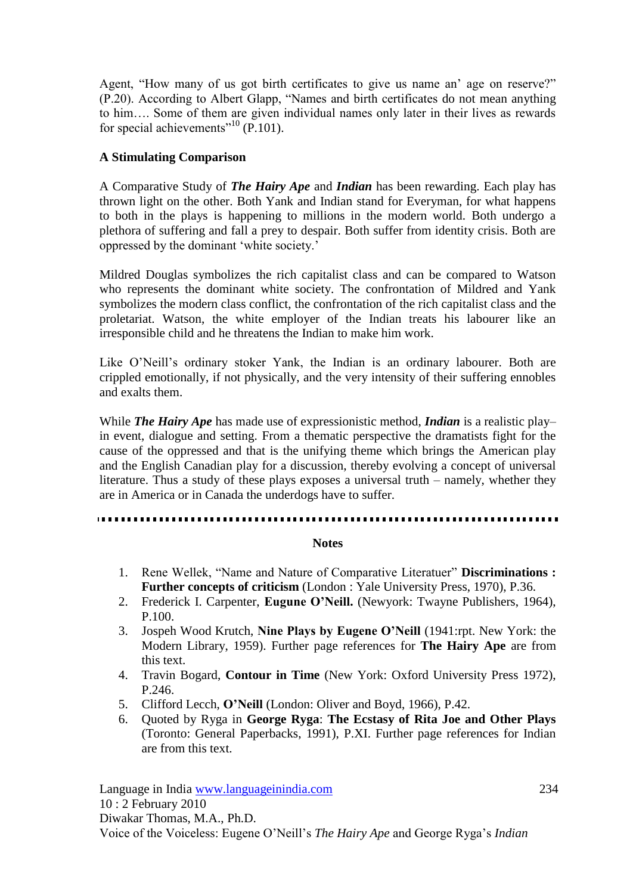Agent, "How many of us got birth certificates to give us name an' age on reserve?" (P.20). According to Albert Glapp, "Names and birth certificates do not mean anything to him…. Some of them are given individual names only later in their lives as rewards for special achievements"[10] (P.101).

**A Stimulating Comparison**

A Comparative Study of ***The Hairy Ape*** and ***Indian*** has been rewarding. Each play has thrown light on the other. Both Yank and Indian stand for Everyman, for what happens to both in the plays is happening to millions in the modern world. Both undergo a plethora of suffering and fall a prey to despair. Both suffer from identity crisis. Both are oppressed by the dominant 'white society.'

Mildred Douglas symbolizes the rich capitalist class and can be compared to Watson who represents the dominant white society. The confrontation of Mildred and Yank symbolizes the modern class conflict, the confrontation of the rich capitalist class and the proletariat. Watson, the white employer of the Indian treats his labourer like an irresponsible child and he threatens the Indian to make him work.

Like O'Neill's ordinary stoker Yank, the Indian is an ordinary labourer. Both are crippled emotionally, if not physically, and the very intensity of their suffering ennobles and exalts them.

While ***The Hairy Ape*** has made use of expressionistic method, ***Indian*** is a realistic play– in event, dialogue and setting. From a thematic perspective the dramatists fight for the cause of the oppressed and that is the unifying theme which brings the American play and the English Canadian play for a discussion, thereby evolving a concept of universal literature. Thus a study of these plays exposes a universal truth – namely, whether they are in America or in Canada the underdogs have to suffer.

---

**Notes**

1. Rene Wellek, "Name and Nature of Comparative Literatuer" **Discriminations : Further concepts of criticism** (London : Yale University Press, 1970), P.36.
2. Frederick I. Carpenter, **Eugune O'Neill.** (Newyork: Twayne Publishers, 1964), P.100.
3. Jospeh Wood Krutch, **Nine Plays by Eugene O'Neill** (1941:rpt. New York: the Modern Library, 1959). Further page references for **The Hairy Ape** are from this text.
4. Travin Bogard, **Contour in Time** (New York: Oxford University Press 1972), P.246.
5. Clifford Lecch, **O'Neill** (London: Oliver and Boyd, 1966), P.42.
6. Quoted by Ryga in **George Ryga**: **The Ecstasy of Rita Joe and Other Plays** (Toronto: General Paperbacks, 1991), P.XI. Further page references for Indian are from this text.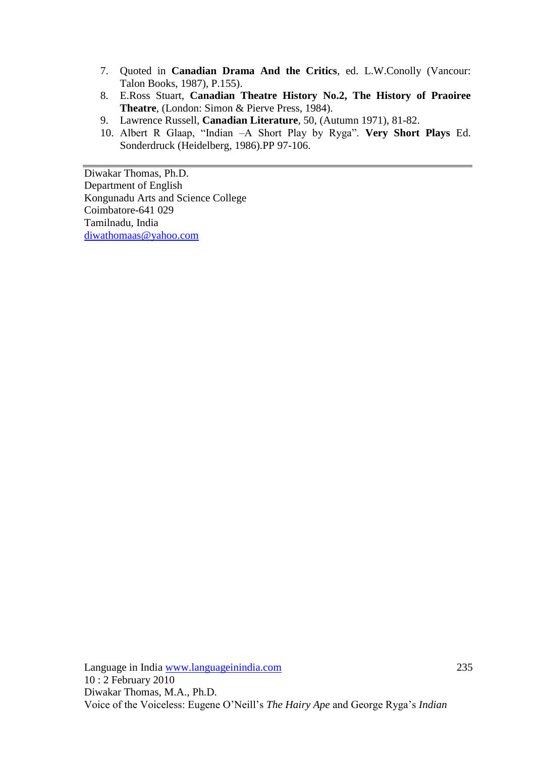7. Quoted in **Canadian Drama And the Critics**, ed. L.W.Conolly (Vancour: Talon Books, 1987), P.155).
8. E.Ross Stuart, **Canadian Theatre History No.2, The History of Praoiree Theatre**, (London: Simon & Pierve Press, 1984).
9. Lawrence Russell, **Canadian Literature**, 50, (Autumn 1971), 81-82.
10. Albert R Glaap, "Indian –A Short Play by Ryga". **Very Short Plays** Ed. Sonderdruck (Heidelberg, 1986).PP 97-106.

---

Diwakar Thomas, Ph.D.
Department of English
Kongunadu Arts and Science College
Coimbatore-641 029
Tamilnadu, India
diwathomaas@yahoo.com